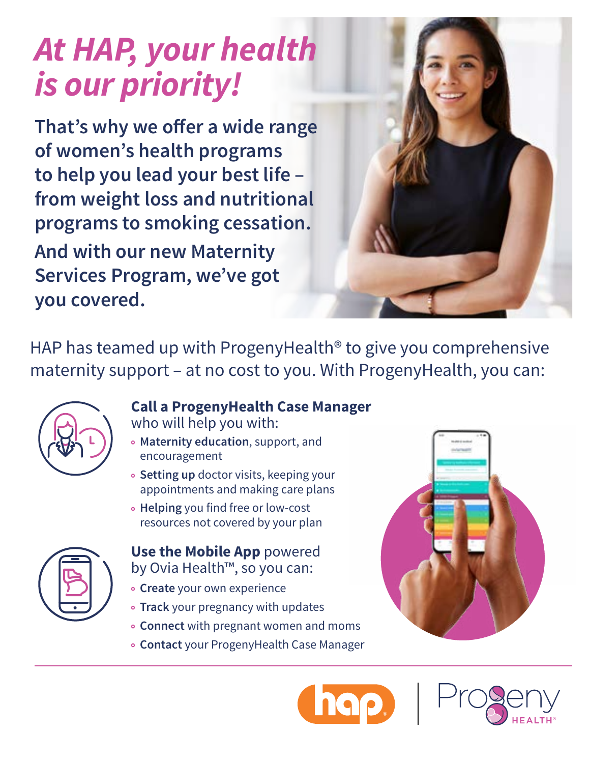# *At HAP, your health is our priority!*

**That's why we offer a wide range of women's health programs to help you lead your best life – from weight loss and nutritional programs to smoking cessation. And with our new Maternity Services Program, we've got you covered.**

HAP has teamed up with ProgenyHealth® to give you comprehensive maternity support – at no cost to you. With ProgenyHealth, you can:

**Call a ProgenyHealth Case Manager** who will help you with:

- **Maternity education**, support, and encouragement
- **Setting up** doctor visits, keeping your appointments and making care plans
- **Helping** you find free or low-cost resources not covered by your plan

**Use the Mobile App** powered by Ovia Health™, so you can:

- **Create** your own experience
- **Track** your pregnancy with updates
- **Connect** with pregnant women and moms
- **Contact** your ProgenyHealth Case Manager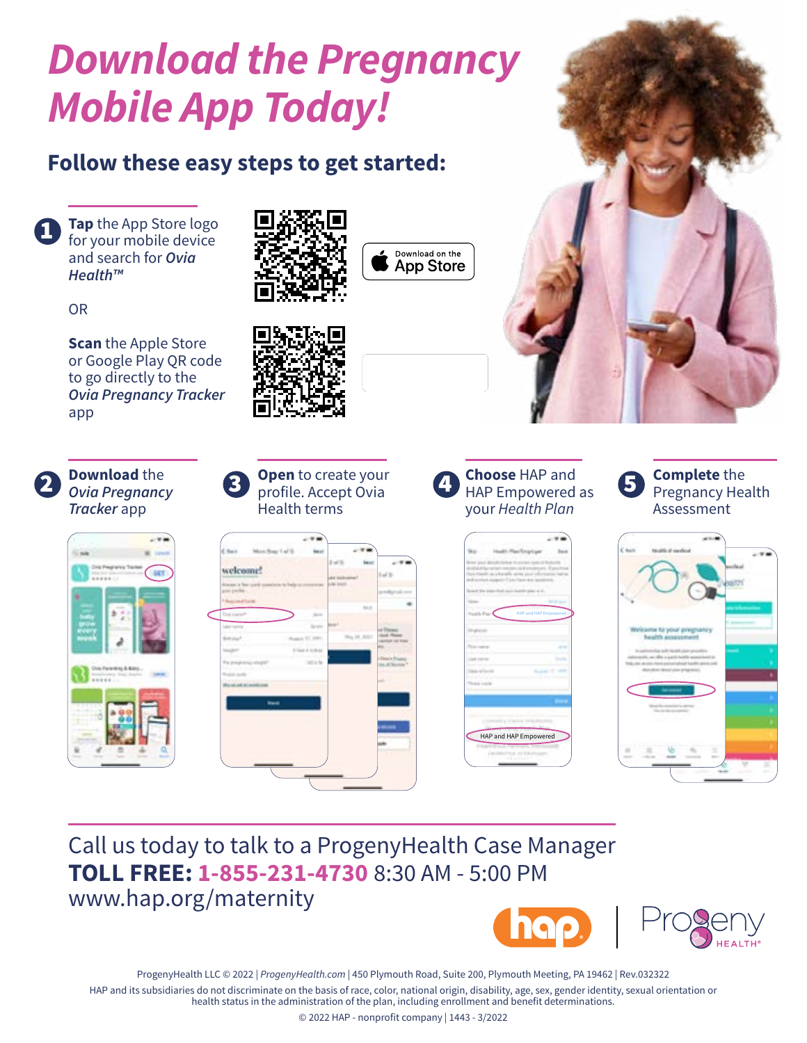# *Download the Pregnancy Mobile App Today!*

## Follow these easy steps to get started:

1. **Tap** the App Store logo for your mobile device and search for ***Ovia Health™***

   OR

   **Scan** the Apple Store or Google Play QR code to go directly to the ***Ovia Pregnancy Tracker*** app

Download on the App Store

2. **Download** the ***Ovia Pregnancy Tracker*** app

3. **Open** to create your profile. Accept Ovia Health terms

4. **Choose** HAP and HAP Empowered as your *Health Plan*

5. **Complete** the Pregnancy Health Assessment

Call us today to talk to a ProgenyHealth Case Manager
**TOLL FREE: 1-855-231-4730** 8:30 AM - 5:00 PM
www.hap.org/maternity

hap | Progeny HEALTH®

ProgenyHealth LLC © 2022 | *ProgenyHealth.com* | 450 Plymouth Road, Suite 200, Plymouth Meeting, PA 19462 | Rev.032322

HAP and its subsidiaries do not discriminate on the basis of race, color, national origin, disability, age, sex, gender identity, sexual orientation or health status in the administration of the plan, including enrollment and benefit determinations.

© 2022 HAP - nonprofit company | 1443 - 3/2022